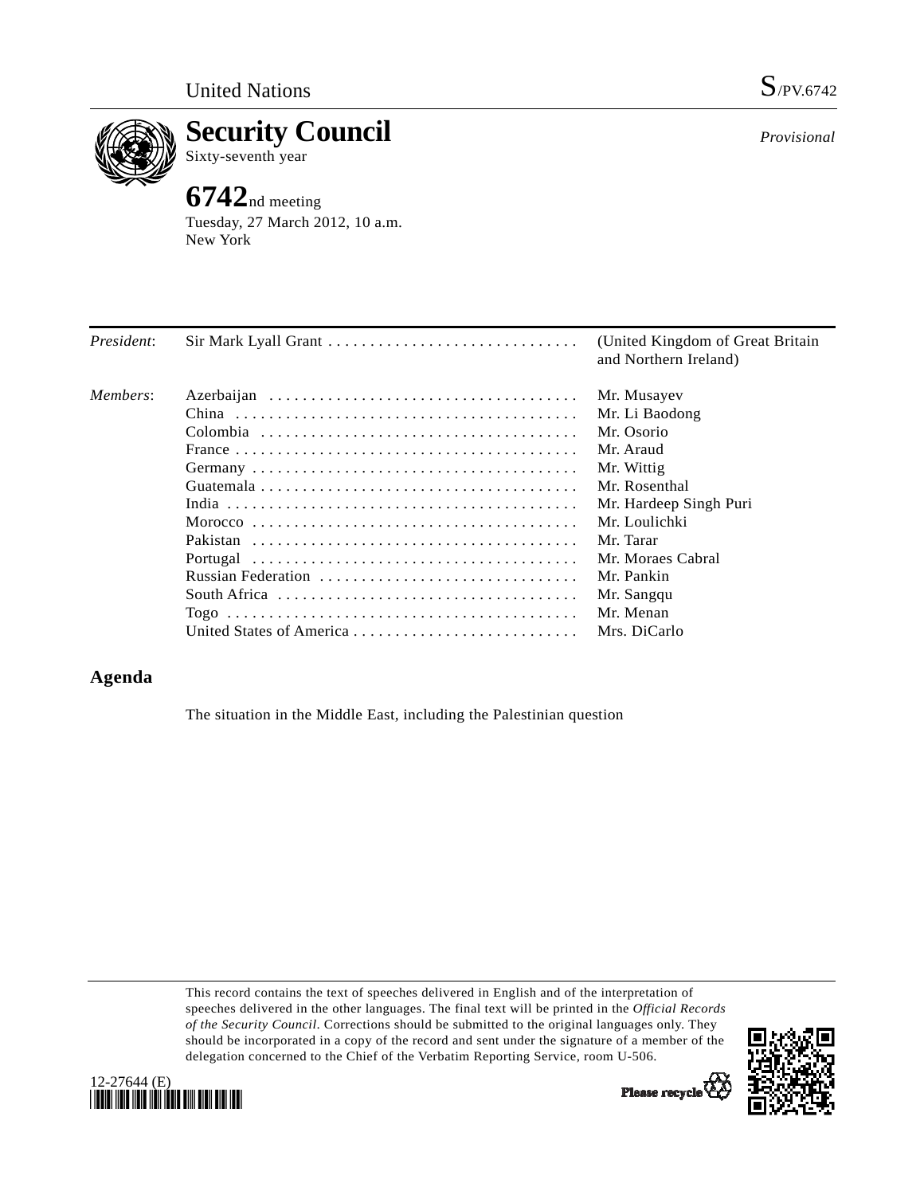United Nations S/PV.6742

# Security Council

Sixty-seventh year

*Provisional*

## 6742nd meeting

Tuesday, 27 March 2012, 10 a.m.
New York

| | | |
|---|---|---|
| *President*: | Sir Mark Lyall Grant | (United Kingdom of Great Britain and Northern Ireland) |
| *Members*: | Azerbaijan | Mr. Musayev |
| | China | Mr. Li Baodong |
| | Colombia | Mr. Osorio |
| | France | Mr. Araud |
| | Germany | Mr. Wittig |
| | Guatemala | Mr. Rosenthal |
| | India | Mr. Hardeep Singh Puri |
| | Morocco | Mr. Loulichki |
| | Pakistan | Mr. Tarar |
| | Portugal | Mr. Moraes Cabral |
| | Russian Federation | Mr. Pankin |
| | South Africa | Mr. Sangqu |
| | Togo | Mr. Menan |
| | United States of America | Mrs. DiCarlo |

## Agenda

The situation in the Middle East, including the Palestinian question

This record contains the text of speeches delivered in English and of the interpretation of speeches delivered in the other languages. The final text will be printed in the *Official Records of the Security Council*. Corrections should be submitted to the original languages only. They should be incorporated in a copy of the record and sent under the signature of a member of the delegation concerned to the Chief of the Verbatim Reporting Service, room U-506.

12-27644 (E)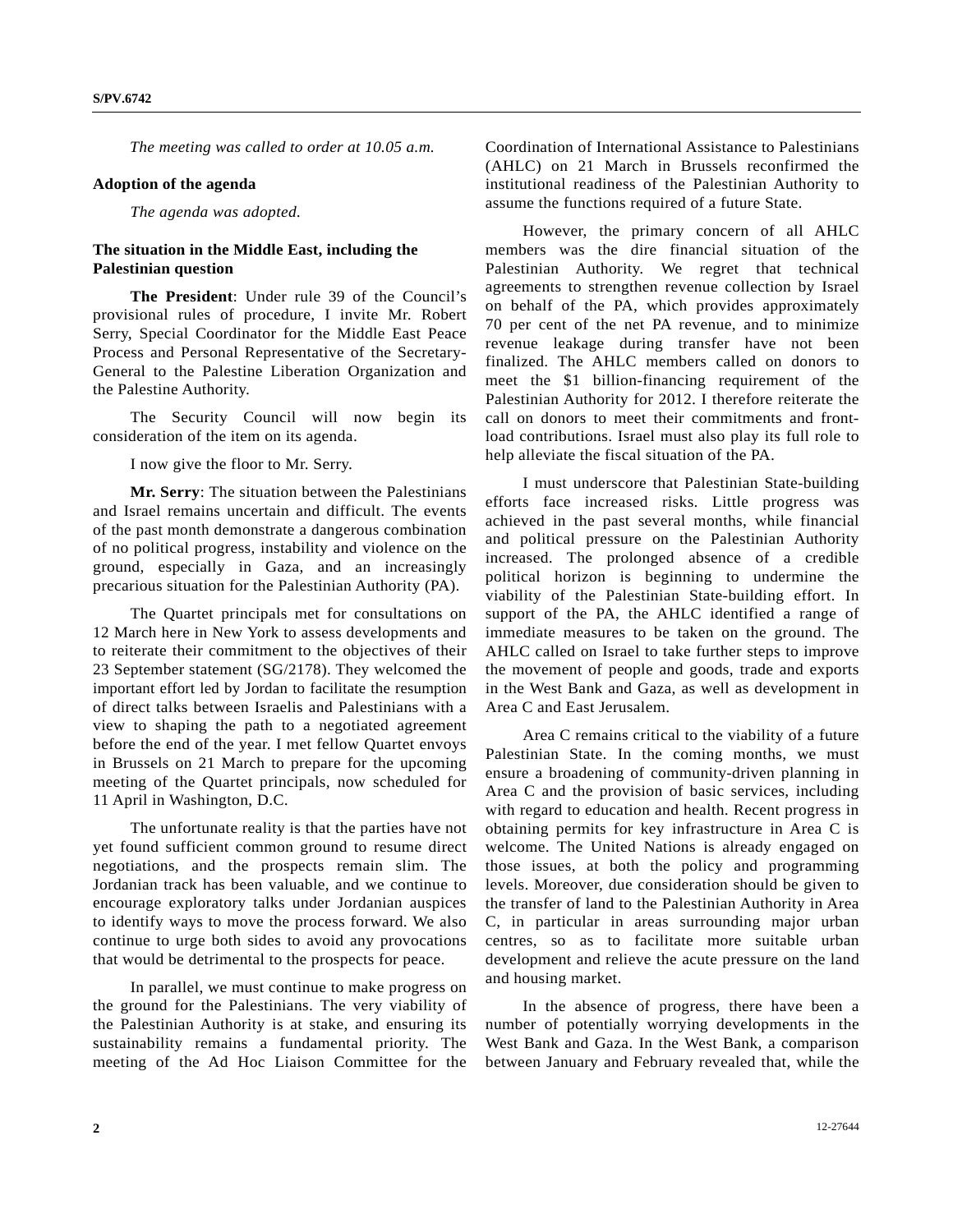*The meeting was called to order at 10.05 a.m.*

## Adoption of the agenda

*The agenda was adopted.*

## The situation in the Middle East, including the Palestinian question

**The President**: Under rule 39 of the Council's provisional rules of procedure, I invite Mr. Robert Serry, Special Coordinator for the Middle East Peace Process and Personal Representative of the Secretary-General to the Palestine Liberation Organization and the Palestine Authority.

The Security Council will now begin its consideration of the item on its agenda.

I now give the floor to Mr. Serry.

**Mr. Serry**: The situation between the Palestinians and Israel remains uncertain and difficult. The events of the past month demonstrate a dangerous combination of no political progress, instability and violence on the ground, especially in Gaza, and an increasingly precarious situation for the Palestinian Authority (PA).

The Quartet principals met for consultations on 12 March here in New York to assess developments and to reiterate their commitment to the objectives of their 23 September statement (SG/2178). They welcomed the important effort led by Jordan to facilitate the resumption of direct talks between Israelis and Palestinians with a view to shaping the path to a negotiated agreement before the end of the year. I met fellow Quartet envoys in Brussels on 21 March to prepare for the upcoming meeting of the Quartet principals, now scheduled for 11 April in Washington, D.C.

The unfortunate reality is that the parties have not yet found sufficient common ground to resume direct negotiations, and the prospects remain slim. The Jordanian track has been valuable, and we continue to encourage exploratory talks under Jordanian auspices to identify ways to move the process forward. We also continue to urge both sides to avoid any provocations that would be detrimental to the prospects for peace.

In parallel, we must continue to make progress on the ground for the Palestinians. The very viability of the Palestinian Authority is at stake, and ensuring its sustainability remains a fundamental priority. The meeting of the Ad Hoc Liaison Committee for the Coordination of International Assistance to Palestinians (AHLC) on 21 March in Brussels reconfirmed the institutional readiness of the Palestinian Authority to assume the functions required of a future State.

However, the primary concern of all AHLC members was the dire financial situation of the Palestinian Authority. We regret that technical agreements to strengthen revenue collection by Israel on behalf of the PA, which provides approximately 70 per cent of the net PA revenue, and to minimize revenue leakage during transfer have not been finalized. The AHLC members called on donors to meet the $1 billion-financing requirement of the Palestinian Authority for 2012. I therefore reiterate the call on donors to meet their commitments and front-load contributions. Israel must also play its full role to help alleviate the fiscal situation of the PA.

I must underscore that Palestinian State-building efforts face increased risks. Little progress was achieved in the past several months, while financial and political pressure on the Palestinian Authority increased. The prolonged absence of a credible political horizon is beginning to undermine the viability of the Palestinian State-building effort. In support of the PA, the AHLC identified a range of immediate measures to be taken on the ground. The AHLC called on Israel to take further steps to improve the movement of people and goods, trade and exports in the West Bank and Gaza, as well as development in Area C and East Jerusalem.

Area C remains critical to the viability of a future Palestinian State. In the coming months, we must ensure a broadening of community-driven planning in Area C and the provision of basic services, including with regard to education and health. Recent progress in obtaining permits for key infrastructure in Area C is welcome. The United Nations is already engaged on those issues, at both the policy and programming levels. Moreover, due consideration should be given to the transfer of land to the Palestinian Authority in Area C, in particular in areas surrounding major urban centres, so as to facilitate more suitable urban development and relieve the acute pressure on the land and housing market.

In the absence of progress, there have been a number of potentially worrying developments in the West Bank and Gaza. In the West Bank, a comparison between January and February revealed that, while the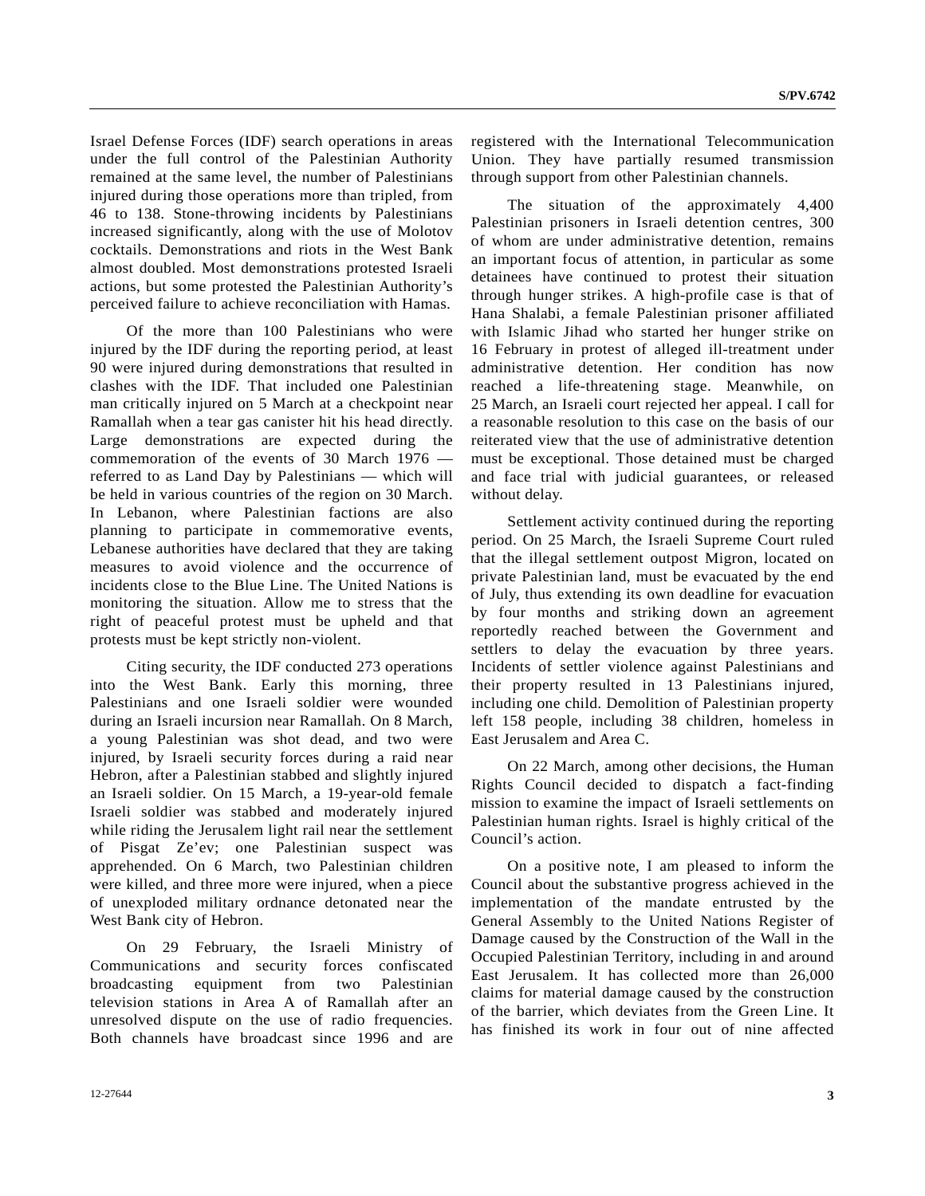Israel Defense Forces (IDF) search operations in areas under the full control of the Palestinian Authority remained at the same level, the number of Palestinians injured during those operations more than tripled, from 46 to 138. Stone-throwing incidents by Palestinians increased significantly, along with the use of Molotov cocktails. Demonstrations and riots in the West Bank almost doubled. Most demonstrations protested Israeli actions, but some protested the Palestinian Authority's perceived failure to achieve reconciliation with Hamas.

Of the more than 100 Palestinians who were injured by the IDF during the reporting period, at least 90 were injured during demonstrations that resulted in clashes with the IDF. That included one Palestinian man critically injured on 5 March at a checkpoint near Ramallah when a tear gas canister hit his head directly. Large demonstrations are expected during the commemoration of the events of 30 March 1976 — referred to as Land Day by Palestinians — which will be held in various countries of the region on 30 March. In Lebanon, where Palestinian factions are also planning to participate in commemorative events, Lebanese authorities have declared that they are taking measures to avoid violence and the occurrence of incidents close to the Blue Line. The United Nations is monitoring the situation. Allow me to stress that the right of peaceful protest must be upheld and that protests must be kept strictly non-violent.

Citing security, the IDF conducted 273 operations into the West Bank. Early this morning, three Palestinians and one Israeli soldier were wounded during an Israeli incursion near Ramallah. On 8 March, a young Palestinian was shot dead, and two were injured, by Israeli security forces during a raid near Hebron, after a Palestinian stabbed and slightly injured an Israeli soldier. On 15 March, a 19-year-old female Israeli soldier was stabbed and moderately injured while riding the Jerusalem light rail near the settlement of Pisgat Ze'ev; one Palestinian suspect was apprehended. On 6 March, two Palestinian children were killed, and three more were injured, when a piece of unexploded military ordnance detonated near the West Bank city of Hebron.

On 29 February, the Israeli Ministry of Communications and security forces confiscated broadcasting equipment from two Palestinian television stations in Area A of Ramallah after an unresolved dispute on the use of radio frequencies. Both channels have broadcast since 1996 and are registered with the International Telecommunication Union. They have partially resumed transmission through support from other Palestinian channels.

The situation of the approximately 4,400 Palestinian prisoners in Israeli detention centres, 300 of whom are under administrative detention, remains an important focus of attention, in particular as some detainees have continued to protest their situation through hunger strikes. A high-profile case is that of Hana Shalabi, a female Palestinian prisoner affiliated with Islamic Jihad who started her hunger strike on 16 February in protest of alleged ill-treatment under administrative detention. Her condition has now reached a life-threatening stage. Meanwhile, on 25 March, an Israeli court rejected her appeal. I call for a reasonable resolution to this case on the basis of our reiterated view that the use of administrative detention must be exceptional. Those detained must be charged and face trial with judicial guarantees, or released without delay.

Settlement activity continued during the reporting period. On 25 March, the Israeli Supreme Court ruled that the illegal settlement outpost Migron, located on private Palestinian land, must be evacuated by the end of July, thus extending its own deadline for evacuation by four months and striking down an agreement reportedly reached between the Government and settlers to delay the evacuation by three years. Incidents of settler violence against Palestinians and their property resulted in 13 Palestinians injured, including one child. Demolition of Palestinian property left 158 people, including 38 children, homeless in East Jerusalem and Area C.

On 22 March, among other decisions, the Human Rights Council decided to dispatch a fact-finding mission to examine the impact of Israeli settlements on Palestinian human rights. Israel is highly critical of the Council's action.

On a positive note, I am pleased to inform the Council about the substantive progress achieved in the implementation of the mandate entrusted by the General Assembly to the United Nations Register of Damage caused by the Construction of the Wall in the Occupied Palestinian Territory, including in and around East Jerusalem. It has collected more than 26,000 claims for material damage caused by the construction of the barrier, which deviates from the Green Line. It has finished its work in four out of nine affected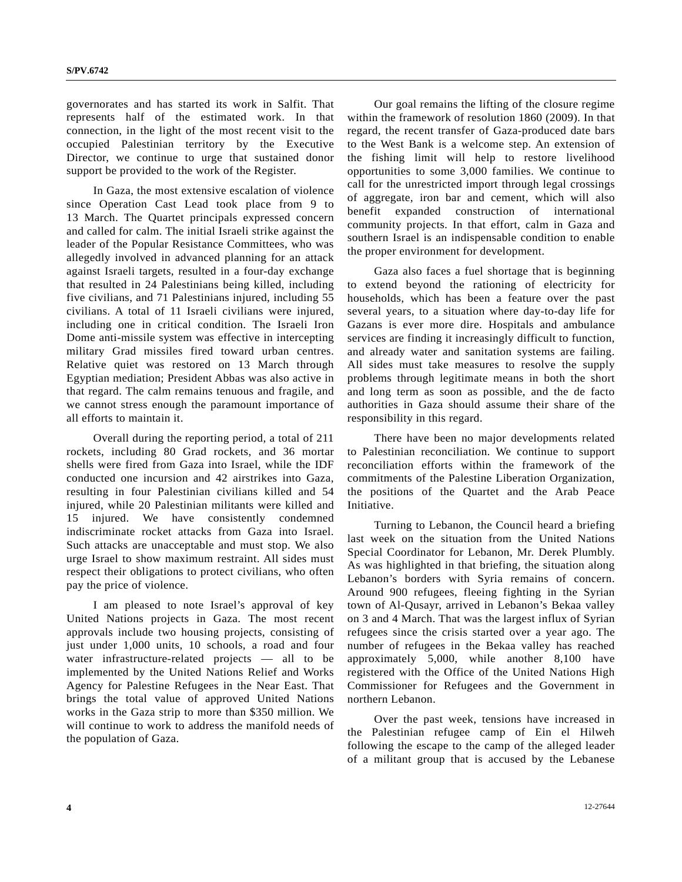governorates and has started its work in Salfit. That represents half of the estimated work. In that connection, in the light of the most recent visit to the occupied Palestinian territory by the Executive Director, we continue to urge that sustained donor support be provided to the work of the Register.

In Gaza, the most extensive escalation of violence since Operation Cast Lead took place from 9 to 13 March. The Quartet principals expressed concern and called for calm. The initial Israeli strike against the leader of the Popular Resistance Committees, who was allegedly involved in advanced planning for an attack against Israeli targets, resulted in a four-day exchange that resulted in 24 Palestinians being killed, including five civilians, and 71 Palestinians injured, including 55 civilians. A total of 11 Israeli civilians were injured, including one in critical condition. The Israeli Iron Dome anti-missile system was effective in intercepting military Grad missiles fired toward urban centres. Relative quiet was restored on 13 March through Egyptian mediation; President Abbas was also active in that regard. The calm remains tenuous and fragile, and we cannot stress enough the paramount importance of all efforts to maintain it.

Overall during the reporting period, a total of 211 rockets, including 80 Grad rockets, and 36 mortar shells were fired from Gaza into Israel, while the IDF conducted one incursion and 42 airstrikes into Gaza, resulting in four Palestinian civilians killed and 54 injured, while 20 Palestinian militants were killed and 15 injured. We have consistently condemned indiscriminate rocket attacks from Gaza into Israel. Such attacks are unacceptable and must stop. We also urge Israel to show maximum restraint. All sides must respect their obligations to protect civilians, who often pay the price of violence.

I am pleased to note Israel's approval of key United Nations projects in Gaza. The most recent approvals include two housing projects, consisting of just under 1,000 units, 10 schools, a road and four water infrastructure-related projects — all to be implemented by the United Nations Relief and Works Agency for Palestine Refugees in the Near East. That brings the total value of approved United Nations works in the Gaza strip to more than $350 million. We will continue to work to address the manifold needs of the population of Gaza.

Our goal remains the lifting of the closure regime within the framework of resolution 1860 (2009). In that regard, the recent transfer of Gaza-produced date bars to the West Bank is a welcome step. An extension of the fishing limit will help to restore livelihood opportunities to some 3,000 families. We continue to call for the unrestricted import through legal crossings of aggregate, iron bar and cement, which will also benefit expanded construction of international community projects. In that effort, calm in Gaza and southern Israel is an indispensable condition to enable the proper environment for development.

Gaza also faces a fuel shortage that is beginning to extend beyond the rationing of electricity for households, which has been a feature over the past several years, to a situation where day-to-day life for Gazans is ever more dire. Hospitals and ambulance services are finding it increasingly difficult to function, and already water and sanitation systems are failing. All sides must take measures to resolve the supply problems through legitimate means in both the short and long term as soon as possible, and the de facto authorities in Gaza should assume their share of the responsibility in this regard.

There have been no major developments related to Palestinian reconciliation. We continue to support reconciliation efforts within the framework of the commitments of the Palestine Liberation Organization, the positions of the Quartet and the Arab Peace Initiative.

Turning to Lebanon, the Council heard a briefing last week on the situation from the United Nations Special Coordinator for Lebanon, Mr. Derek Plumbly. As was highlighted in that briefing, the situation along Lebanon's borders with Syria remains of concern. Around 900 refugees, fleeing fighting in the Syrian town of Al-Qusayr, arrived in Lebanon's Bekaa valley on 3 and 4 March. That was the largest influx of Syrian refugees since the crisis started over a year ago. The number of refugees in the Bekaa valley has reached approximately 5,000, while another 8,100 have registered with the Office of the United Nations High Commissioner for Refugees and the Government in northern Lebanon.

Over the past week, tensions have increased in the Palestinian refugee camp of Ein el Hilweh following the escape to the camp of the alleged leader of a militant group that is accused by the Lebanese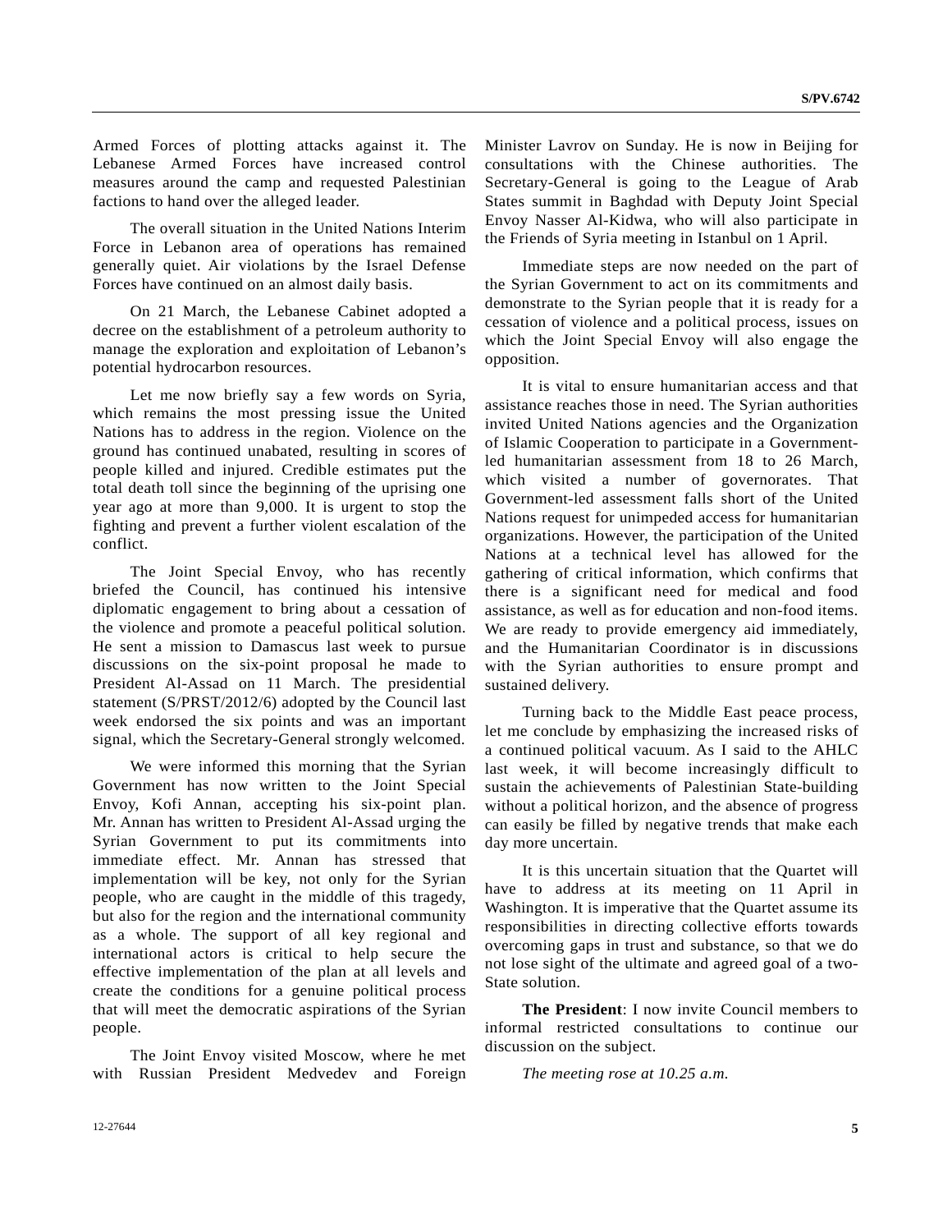Armed Forces of plotting attacks against it. The Lebanese Armed Forces have increased control measures around the camp and requested Palestinian factions to hand over the alleged leader.

The overall situation in the United Nations Interim Force in Lebanon area of operations has remained generally quiet. Air violations by the Israel Defense Forces have continued on an almost daily basis.

On 21 March, the Lebanese Cabinet adopted a decree on the establishment of a petroleum authority to manage the exploration and exploitation of Lebanon's potential hydrocarbon resources.

Let me now briefly say a few words on Syria, which remains the most pressing issue the United Nations has to address in the region. Violence on the ground has continued unabated, resulting in scores of people killed and injured. Credible estimates put the total death toll since the beginning of the uprising one year ago at more than 9,000. It is urgent to stop the fighting and prevent a further violent escalation of the conflict.

The Joint Special Envoy, who has recently briefed the Council, has continued his intensive diplomatic engagement to bring about a cessation of the violence and promote a peaceful political solution. He sent a mission to Damascus last week to pursue discussions on the six-point proposal he made to President Al-Assad on 11 March. The presidential statement (S/PRST/2012/6) adopted by the Council last week endorsed the six points and was an important signal, which the Secretary-General strongly welcomed.

We were informed this morning that the Syrian Government has now written to the Joint Special Envoy, Kofi Annan, accepting his six-point plan. Mr. Annan has written to President Al-Assad urging the Syrian Government to put its commitments into immediate effect. Mr. Annan has stressed that implementation will be key, not only for the Syrian people, who are caught in the middle of this tragedy, but also for the region and the international community as a whole. The support of all key regional and international actors is critical to help secure the effective implementation of the plan at all levels and create the conditions for a genuine political process that will meet the democratic aspirations of the Syrian people.

The Joint Envoy visited Moscow, where he met with Russian President Medvedev and Foreign Minister Lavrov on Sunday. He is now in Beijing for consultations with the Chinese authorities. The Secretary-General is going to the League of Arab States summit in Baghdad with Deputy Joint Special Envoy Nasser Al-Kidwa, who will also participate in the Friends of Syria meeting in Istanbul on 1 April.

Immediate steps are now needed on the part of the Syrian Government to act on its commitments and demonstrate to the Syrian people that it is ready for a cessation of violence and a political process, issues on which the Joint Special Envoy will also engage the opposition.

It is vital to ensure humanitarian access and that assistance reaches those in need. The Syrian authorities invited United Nations agencies and the Organization of Islamic Cooperation to participate in a Government-led humanitarian assessment from 18 to 26 March, which visited a number of governorates. That Government-led assessment falls short of the United Nations request for unimpeded access for humanitarian organizations. However, the participation of the United Nations at a technical level has allowed for the gathering of critical information, which confirms that there is a significant need for medical and food assistance, as well as for education and non-food items. We are ready to provide emergency aid immediately, and the Humanitarian Coordinator is in discussions with the Syrian authorities to ensure prompt and sustained delivery.

Turning back to the Middle East peace process, let me conclude by emphasizing the increased risks of a continued political vacuum. As I said to the AHLC last week, it will become increasingly difficult to sustain the achievements of Palestinian State-building without a political horizon, and the absence of progress can easily be filled by negative trends that make each day more uncertain.

It is this uncertain situation that the Quartet will have to address at its meeting on 11 April in Washington. It is imperative that the Quartet assume its responsibilities in directing collective efforts towards overcoming gaps in trust and substance, so that we do not lose sight of the ultimate and agreed goal of a two-State solution.

**The President**: I now invite Council members to informal restricted consultations to continue our discussion on the subject.

*The meeting rose at 10.25 a.m.*